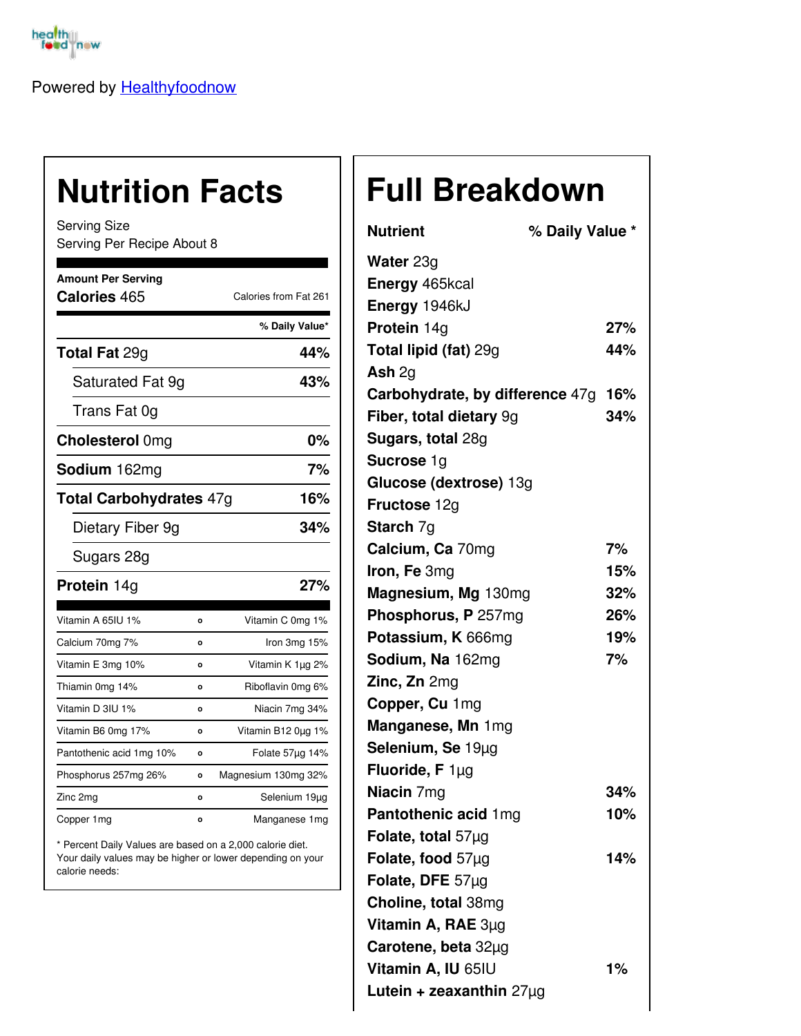Powered by Healthyfoodnow

# Nutrition Facts

Serving Size
Serving Per Recipe About 8

**Amount Per Serving**
**Calories** 465 — Calories from Fat 261

| | % Daily Value* |
|---|---|
| **Total Fat** 29g | **44%** |
| Saturated Fat 9g | **43%** |
| Trans Fat 0g | |
| **Cholesterol** 0mg | **0%** |
| **Sodium** 162mg | **7%** |
| **Total Carbohydrates** 47g | **16%** |
| Dietary Fiber 9g | **34%** |
| Sugars 28g | |
| **Protein** 14g | **27%** |

| | |
|---|---|
| Vitamin A 65IU 1% | Vitamin C 0mg 1% |
| Calcium 70mg 7% | Iron 3mg 15% |
| Vitamin E 3mg 10% | Vitamin K 1µg 2% |
| Thiamin 0mg 14% | Riboflavin 0mg 6% |
| Vitamin D 3IU 1% | Niacin 7mg 34% |
| Vitamin B6 0mg 17% | Vitamin B12 0µg 1% |
| Pantothenic acid 1mg 10% | Folate 57µg 14% |
| Phosphorus 257mg 26% | Magnesium 130mg 32% |
| Zinc 2mg | Selenium 19µg |
| Copper 1mg | Manganese 1mg |

* Percent Daily Values are based on a 2,000 calorie diet. Your daily values may be higher or lower depending on your calorie needs:

# Full Breakdown

| Nutrient | % Daily Value * |
|---|---|
| **Water** 23g | |
| **Energy** 465kcal | |
| **Energy** 1946kJ | |
| **Protein** 14g | **27%** |
| **Total lipid (fat)** 29g | **44%** |
| **Ash** 2g | |
| **Carbohydrate, by difference** 47g | **16%** |
| **Fiber, total dietary** 9g | **34%** |
| **Sugars, total** 28g | |
| **Sucrose** 1g | |
| **Glucose (dextrose)** 13g | |
| **Fructose** 12g | |
| **Starch** 7g | |
| **Calcium, Ca** 70mg | **7%** |
| **Iron, Fe** 3mg | **15%** |
| **Magnesium, Mg** 130mg | **32%** |
| **Phosphorus, P** 257mg | **26%** |
| **Potassium, K** 666mg | **19%** |
| **Sodium, Na** 162mg | **7%** |
| **Zinc, Zn** 2mg | |
| **Copper, Cu** 1mg | |
| **Manganese, Mn** 1mg | |
| **Selenium, Se** 19µg | |
| **Fluoride, F** 1µg | |
| **Niacin** 7mg | **34%** |
| **Pantothenic acid** 1mg | **10%** |
| **Folate, total** 57µg | |
| **Folate, food** 57µg | **14%** |
| **Folate, DFE** 57µg | |
| **Choline, total** 38mg | |
| **Vitamin A, RAE** 3µg | |
| **Carotene, beta** 32µg | |
| **Vitamin A, IU** 65IU | **1%** |
| **Lutein + zeaxanthin** 27µg | |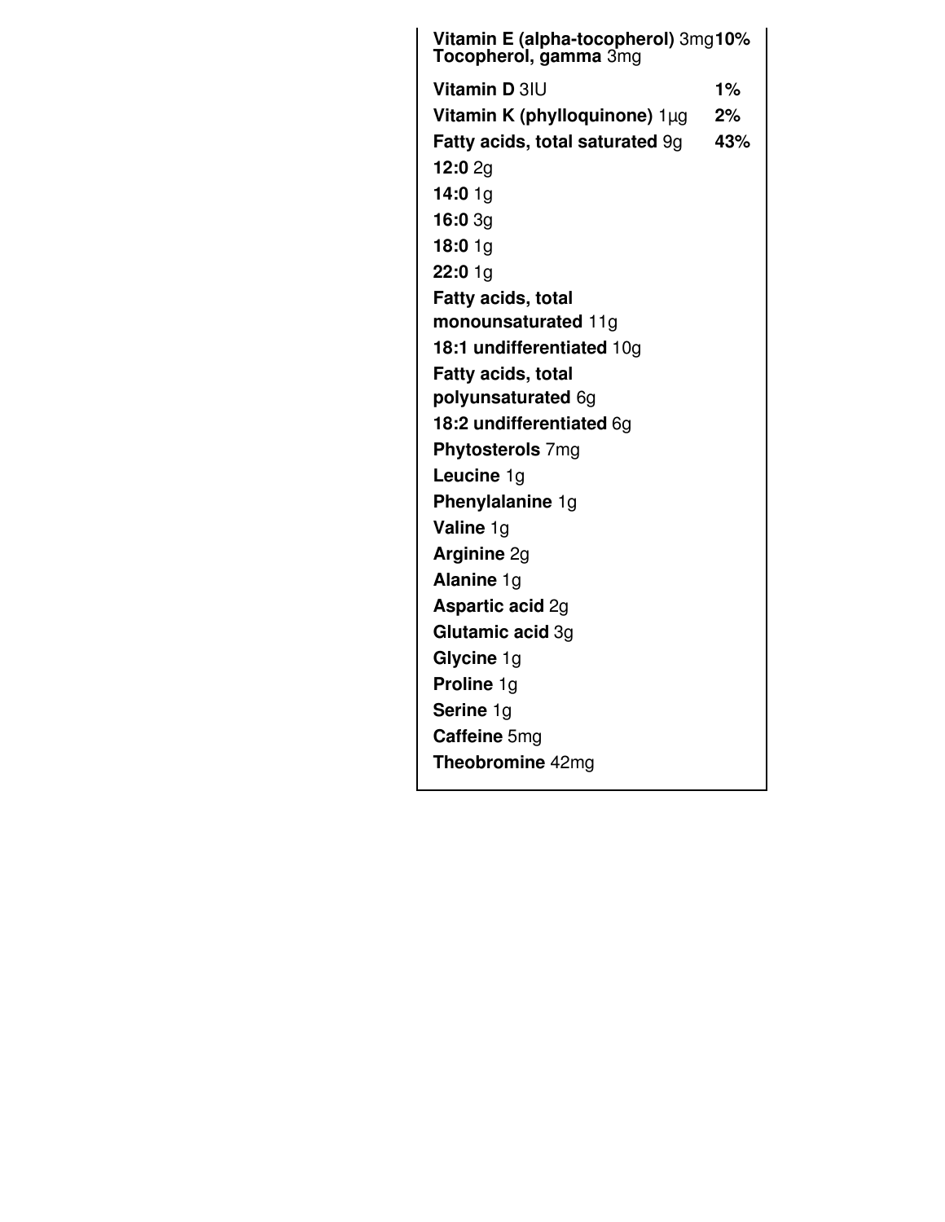| | |
|---|---|
| **Vitamin E (alpha-tocopherol)** 3mg | **10%** |
| **Tocopherol, gamma** 3mg | |
| **Vitamin D** 3IU | **1%** |
| **Vitamin K (phylloquinone)** 1µg | **2%** |
| **Fatty acids, total saturated** 9g | **43%** |
| **12:0** 2g | |
| **14:0** 1g | |
| **16:0** 3g | |
| **18:0** 1g | |
| **22:0** 1g | |
| **Fatty acids, total monounsaturated** 11g | |
| **18:1 undifferentiated** 10g | |
| **Fatty acids, total polyunsaturated** 6g | |
| **18:2 undifferentiated** 6g | |
| **Phytosterols** 7mg | |
| **Leucine** 1g | |
| **Phenylalanine** 1g | |
| **Valine** 1g | |
| **Arginine** 2g | |
| **Alanine** 1g | |
| **Aspartic acid** 2g | |
| **Glutamic acid** 3g | |
| **Glycine** 1g | |
| **Proline** 1g | |
| **Serine** 1g | |
| **Caffeine** 5mg | |
| **Theobromine** 42mg | |